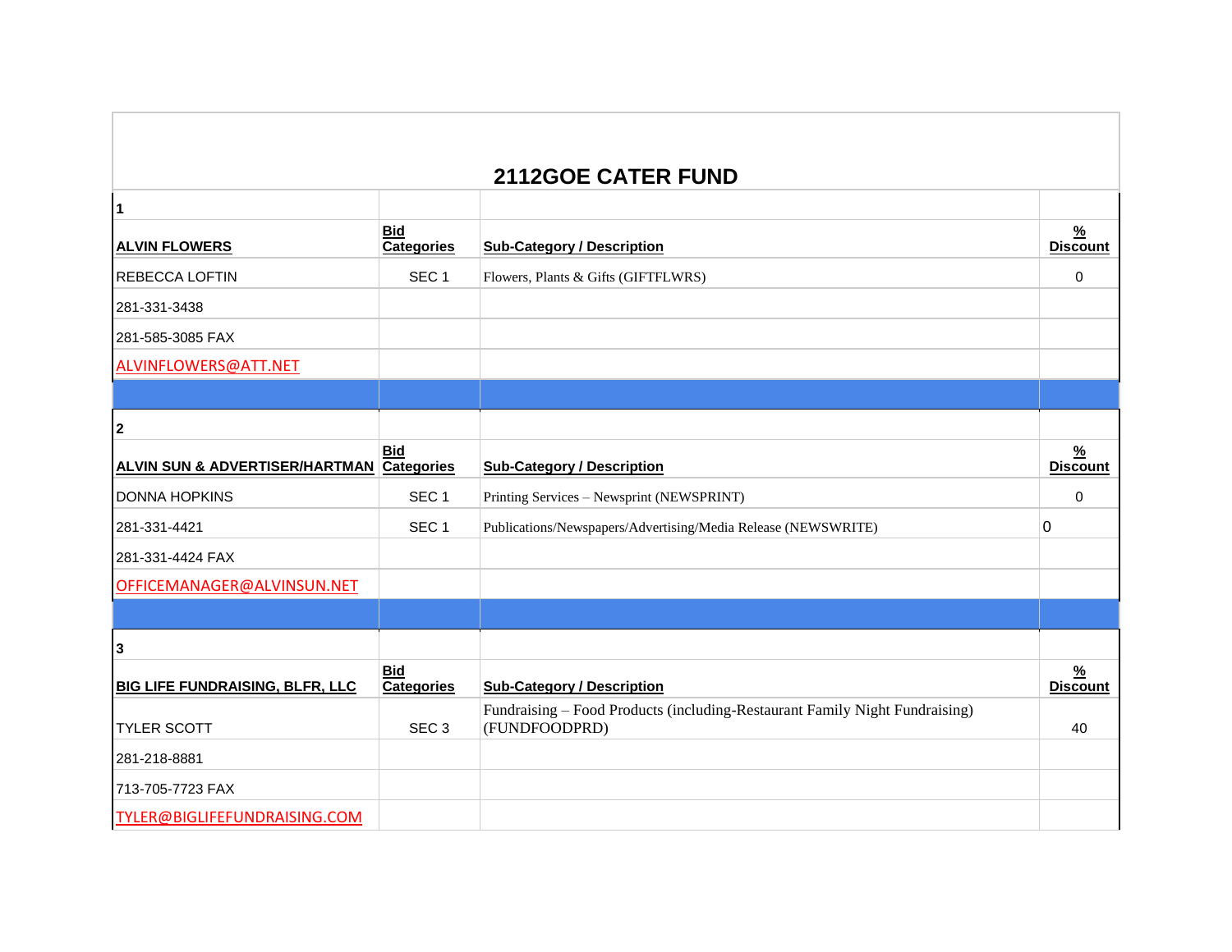# 2112GOE CATER FUND

| 1 | | | |
|---|---|---|---|
| **ALVIN FLOWERS** | **Bid Categories** | **Sub-Category / Description** | **% Discount** |
| REBECCA LOFTIN | SEC 1 | Flowers, Plants & Gifts (GIFTFLWRS) | 0 |
| 281-331-3438 | | | |
| 281-585-3085 FAX | | | |
| ALVINFLOWERS@ATT.NET | | | |
| | | | |
| **2** | | | |
| **ALVIN SUN & ADVERTISER/HARTMAN** | **Bid Categories** | **Sub-Category / Description** | **% Discount** |
| DONNA HOPKINS | SEC 1 | Printing Services – Newsprint (NEWSPRINT) | 0 |
| 281-331-4421 | SEC 1 | Publications/Newspapers/Advertising/Media Release (NEWSWRITE) | 0 |
| 281-331-4424 FAX | | | |
| OFFICEMANAGER@ALVINSUN.NET | | | |
| | | | |
| **3** | | | |
| **BIG LIFE FUNDRAISING, BLFR, LLC** | **Bid Categories** | **Sub-Category / Description** | **% Discount** |
| TYLER SCOTT | SEC 3 | Fundraising – Food Products (including-Restaurant Family Night Fundraising) (FUNDFOODPRD) | 40 |
| 281-218-8881 | | | |
| 713-705-7723 FAX | | | |
| TYLER@BIGLIFEFUNDRAISING.COM | | | |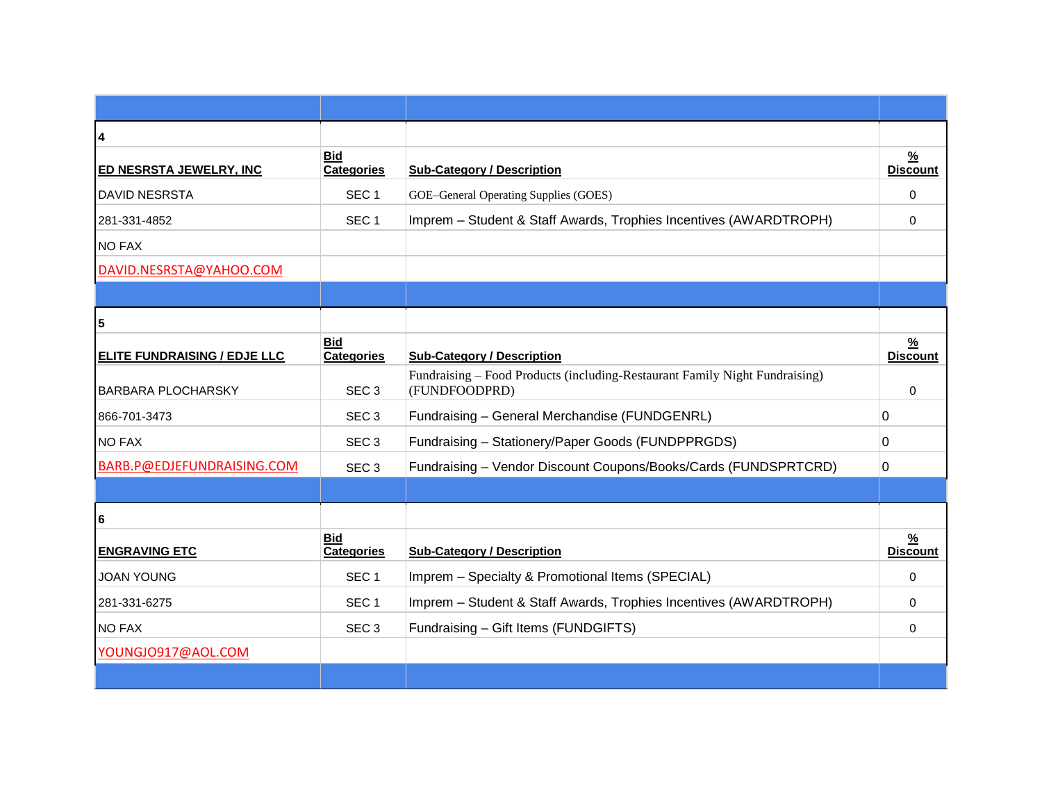| | | | |
|---|---|---|---|
| **4** | | | |
| **ED NESRSTA JEWELRY, INC** | **Bid Categories** | **Sub-Category / Description** | **% Discount** |
| DAVID NESRSTA | SEC 1 | GOE–General Operating Supplies (GOES) | 0 |
| 281-331-4852 | SEC 1 | Imprem – Student & Staff Awards, Trophies Incentives (AWARDTROPH) | 0 |
| NO FAX | | | |
| DAVID.NESRSTA@YAHOO.COM | | | |
| | | | |
| **5** | | | |
| **ELITE FUNDRAISING / EDJE LLC** | **Bid Categories** | **Sub-Category / Description** | **% Discount** |
| BARBARA PLOCHARSKY | SEC 3 | Fundraising – Food Products (including-Restaurant Family Night Fundraising) (FUNDFOODPRD) | 0 |
| 866-701-3473 | SEC 3 | Fundraising – General Merchandise (FUNDGENRL) | 0 |
| NO FAX | SEC 3 | Fundraising – Stationery/Paper Goods (FUNDPPRGDS) | 0 |
| BARB.P@EDJEFUNDRAISING.COM | SEC 3 | Fundraising – Vendor Discount Coupons/Books/Cards (FUNDSPRTCRD) | 0 |
| | | | |
| **6** | | | |
| **ENGRAVING ETC** | **Bid Categories** | **Sub-Category / Description** | **% Discount** |
| JOAN YOUNG | SEC 1 | Imprem – Specialty & Promotional Items (SPECIAL) | 0 |
| 281-331-6275 | SEC 1 | Imprem – Student & Staff Awards, Trophies Incentives (AWARDTROPH) | 0 |
| NO FAX | SEC 3 | Fundraising – Gift Items (FUNDGIFTS) | 0 |
| YOUNGJO917@AOL.COM | | | |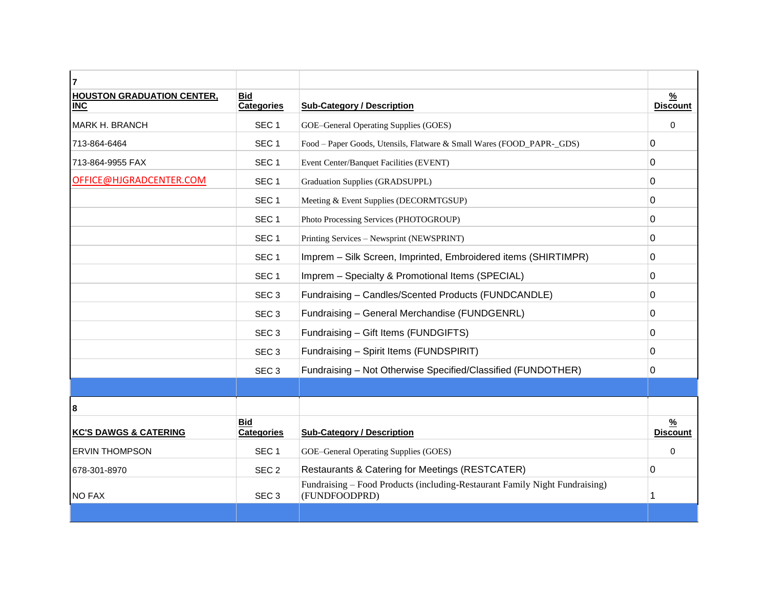| 7 | | | |
|---|---|---|---|
| **HOUSTON GRADUATION CENTER, INC** | **Bid Categories** | **Sub-Category / Description** | **% Discount** |
| MARK H. BRANCH | SEC 1 | GOE–General Operating Supplies (GOES) | 0 |
| 713-864-6464 | SEC 1 | Food – Paper Goods, Utensils, Flatware & Small Wares (FOOD_PAPR-_GDS) | 0 |
| 713-864-9955 FAX | SEC 1 | Event Center/Banquet Facilities (EVENT) | 0 |
| OFFICE@HJGRADCENTER.COM | SEC 1 | Graduation Supplies (GRADSUPPL) | 0 |
| | SEC 1 | Meeting & Event Supplies (DECORMTGSUP) | 0 |
| | SEC 1 | Photo Processing Services (PHOTOGROUP) | 0 |
| | SEC 1 | Printing Services – Newsprint (NEWSPRINT) | 0 |
| | SEC 1 | Imprem – Silk Screen, Imprinted, Embroidered items (SHIRTIMPR) | 0 |
| | SEC 1 | Imprem – Specialty & Promotional Items (SPECIAL) | 0 |
| | SEC 3 | Fundraising – Candles/Scented Products (FUNDCANDLE) | 0 |
| | SEC 3 | Fundraising – General Merchandise (FUNDGENRL) | 0 |
| | SEC 3 | Fundraising – Gift Items (FUNDGIFTS) | 0 |
| | SEC 3 | Fundraising – Spirit Items (FUNDSPIRIT) | 0 |
| | SEC 3 | Fundraising – Not Otherwise Specified/Classified (FUNDOTHER) | 0 |

| 8 | | | |
|---|---|---|---|
| **KC'S DAWGS & CATERING** | **Bid Categories** | **Sub-Category / Description** | **% Discount** |
| ERVIN THOMPSON | SEC 1 | GOE–General Operating Supplies (GOES) | 0 |
| 678-301-8970 | SEC 2 | Restaurants & Catering for Meetings (RESTCATER) | 0 |
| NO FAX | SEC 3 | Fundraising – Food Products (including-Restaurant Family Night Fundraising) (FUNDFOODPRD) | 1 |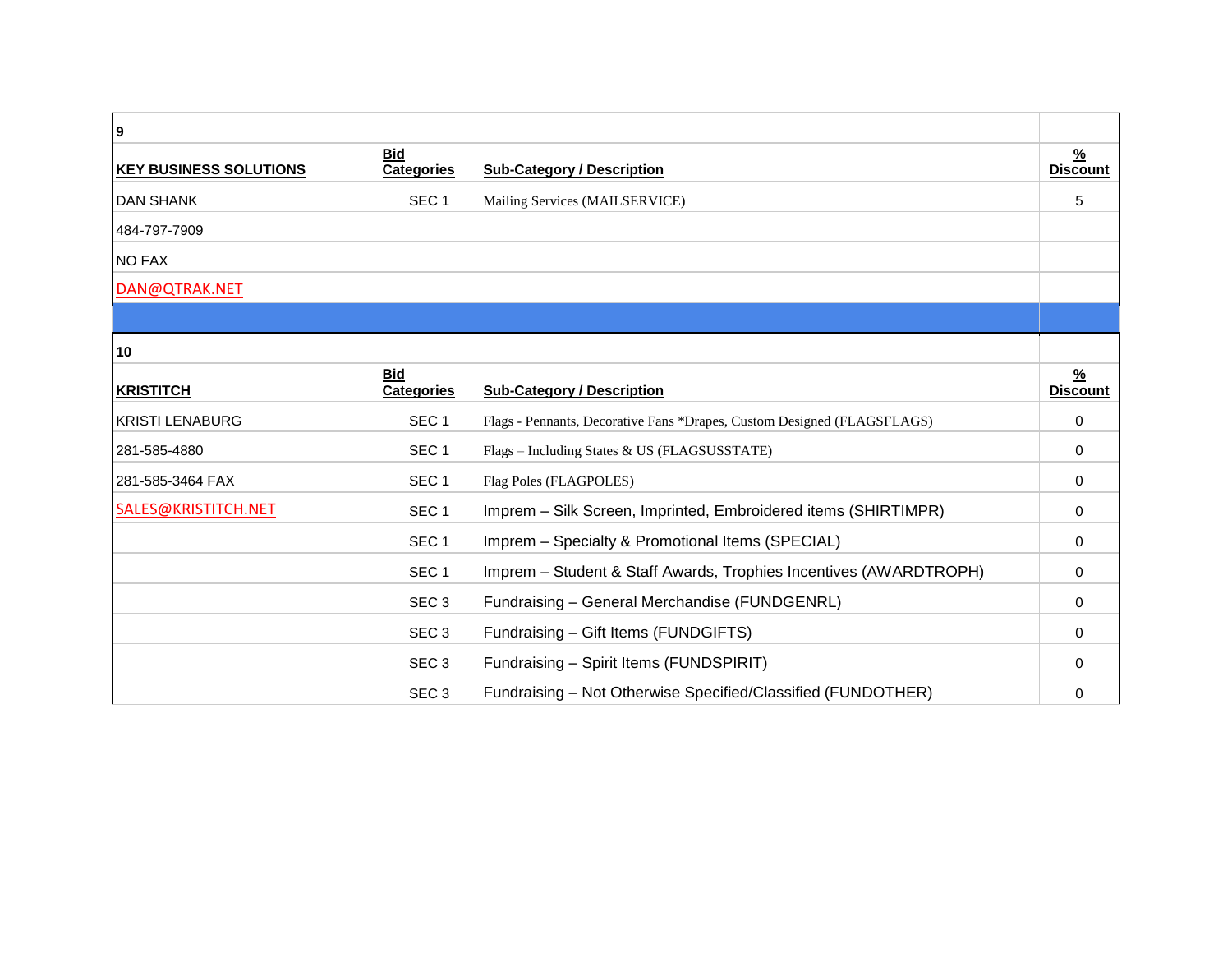| 9 | | | |
|---|---|---|---|
| **KEY BUSINESS SOLUTIONS** | **Bid Categories** | **Sub-Category / Description** | **% Discount** |
| DAN SHANK | SEC 1 | Mailing Services (MAILSERVICE) | 5 |
| 484-797-7909 | | | |
| NO FAX | | | |
| DAN@QTRAK.NET | | | |

| 10 | | | |
|---|---|---|---|
| **KRISTITCH** | **Bid Categories** | **Sub-Category / Description** | **% Discount** |
| KRISTI LENABURG | SEC 1 | Flags - Pennants, Decorative Fans *Drapes, Custom Designed (FLAGSFLAGS) | 0 |
| 281-585-4880 | SEC 1 | Flags – Including States & US (FLAGSUSSTATE) | 0 |
| 281-585-3464 FAX | SEC 1 | Flag Poles (FLAGPOLES) | 0 |
| SALES@KRISTITCH.NET | SEC 1 | Imprem – Silk Screen, Imprinted, Embroidered items (SHIRTIMPR) | 0 |
| | SEC 1 | Imprem – Specialty & Promotional Items (SPECIAL) | 0 |
| | SEC 1 | Imprem – Student & Staff Awards, Trophies Incentives (AWARDTROPH) | 0 |
| | SEC 3 | Fundraising – General Merchandise (FUNDGENRL) | 0 |
| | SEC 3 | Fundraising – Gift Items (FUNDGIFTS) | 0 |
| | SEC 3 | Fundraising – Spirit Items (FUNDSPIRIT) | 0 |
| | SEC 3 | Fundraising – Not Otherwise Specified/Classified (FUNDOTHER) | 0 |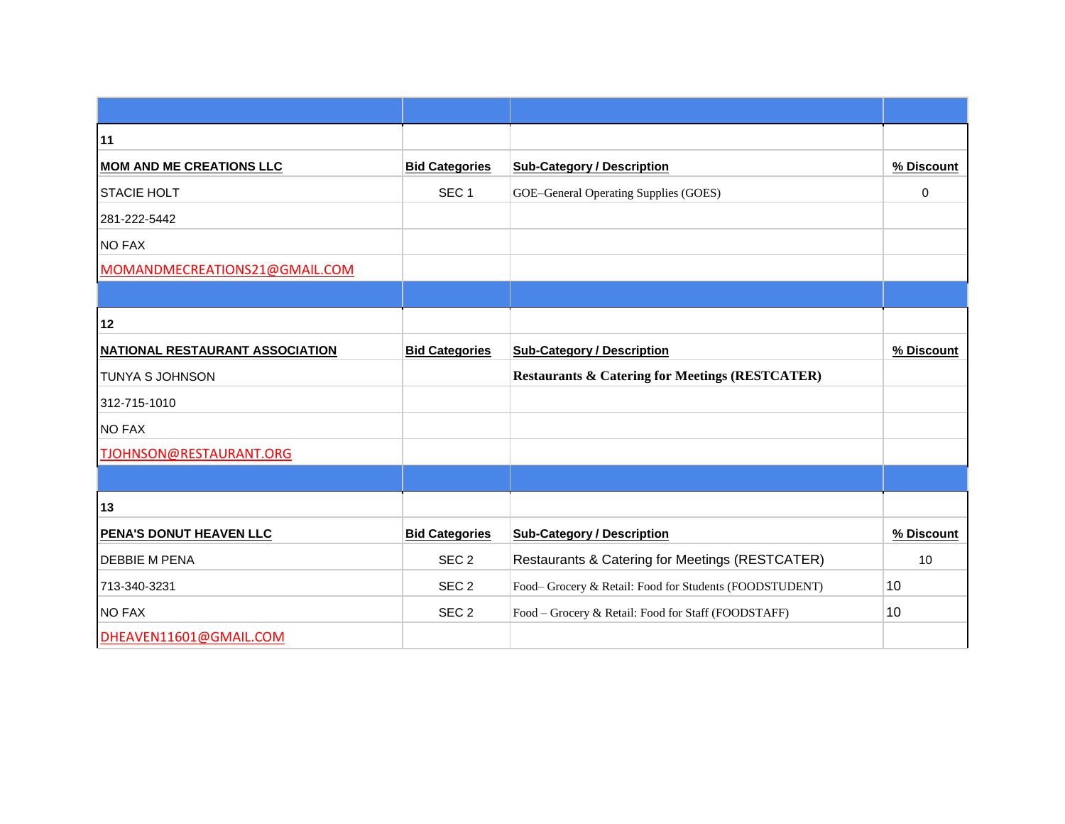| | | | |
|---|---|---|---|
| **11** | | | |
| **MOM AND ME CREATIONS LLC** | **Bid Categories** | **Sub-Category / Description** | **% Discount** |
| STACIE HOLT | SEC 1 | GOE–General Operating Supplies (GOES) | 0 |
| 281-222-5442 | | | |
| NO FAX | | | |
| MOMANDMECREATIONS21@GMAIL.COM | | | |
| | | | |
| **12** | | | |
| **NATIONAL RESTAURANT ASSOCIATION** | **Bid Categories** | **Sub-Category / Description** | **% Discount** |
| TUNYA S JOHNSON | | **Restaurants & Catering for Meetings (RESTCATER)** | |
| 312-715-1010 | | | |
| NO FAX | | | |
| TJOHNSON@RESTAURANT.ORG | | | |
| | | | |
| **13** | | | |
| **PENA'S DONUT HEAVEN LLC** | **Bid Categories** | **Sub-Category / Description** | **% Discount** |
| DEBBIE M PENA | SEC 2 | Restaurants & Catering for Meetings (RESTCATER) | 10 |
| 713-340-3231 | SEC 2 | Food– Grocery & Retail: Food for Students (FOODSTUDENT) | 10 |
| NO FAX | SEC 2 | Food – Grocery & Retail: Food for Staff (FOODSTAFF) | 10 |
| DHEAVEN11601@GMAIL.COM | | | |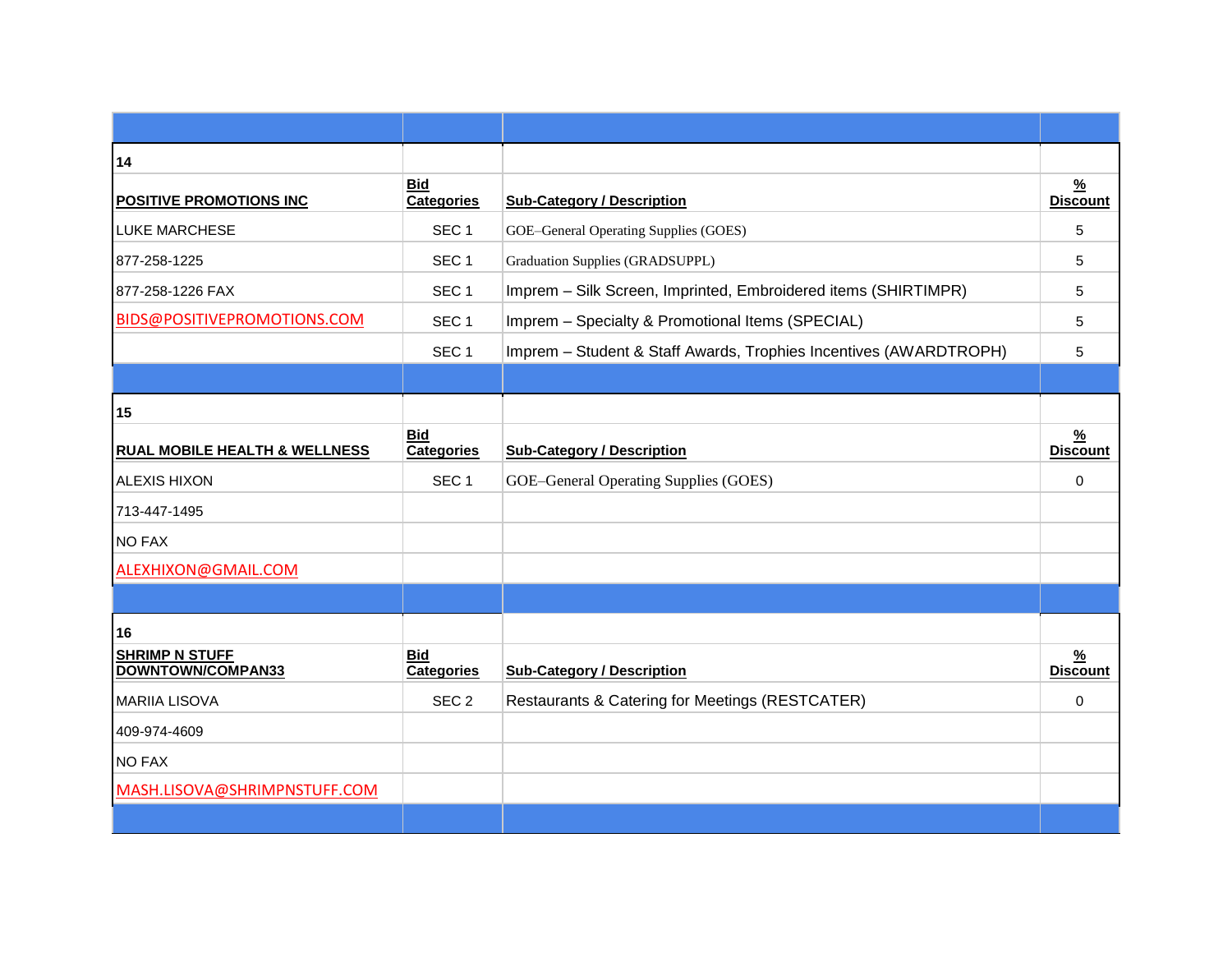| | | | |
|---|---|---|---|
| **14** | | | |
| **POSITIVE PROMOTIONS INC** | **Bid Categories** | **Sub-Category / Description** | **% Discount** |
| LUKE MARCHESE | SEC 1 | GOE–General Operating Supplies (GOES) | 5 |
| 877-258-1225 | SEC 1 | Graduation Supplies (GRADSUPPL) | 5 |
| 877-258-1226 FAX | SEC 1 | Imprem – Silk Screen, Imprinted, Embroidered items (SHIRTIMPR) | 5 |
| BIDS@POSITIVEPROMOTIONS.COM | SEC 1 | Imprem – Specialty & Promotional Items (SPECIAL) | 5 |
| | SEC 1 | Imprem – Student & Staff Awards, Trophies Incentives (AWARDTROPH) | 5 |
| | | | |
| **15** | | | |
| **RUAL MOBILE HEALTH & WELLNESS** | **Bid Categories** | **Sub-Category / Description** | **% Discount** |
| ALEXIS HIXON | SEC 1 | GOE–General Operating Supplies (GOES) | 0 |
| 713-447-1495 | | | |
| NO FAX | | | |
| ALEXHIXON@GMAIL.COM | | | |
| | | | |
| **16** | | | |
| **SHRIMP N STUFF DOWNTOWN/COMPAN33** | **Bid Categories** | **Sub-Category / Description** | **% Discount** |
| MARIIA LISOVA | SEC 2 | Restaurants & Catering for Meetings (RESTCATER) | 0 |
| 409-974-4609 | | | |
| NO FAX | | | |
| MASH.LISOVA@SHRIMPNSTUFF.COM | | | |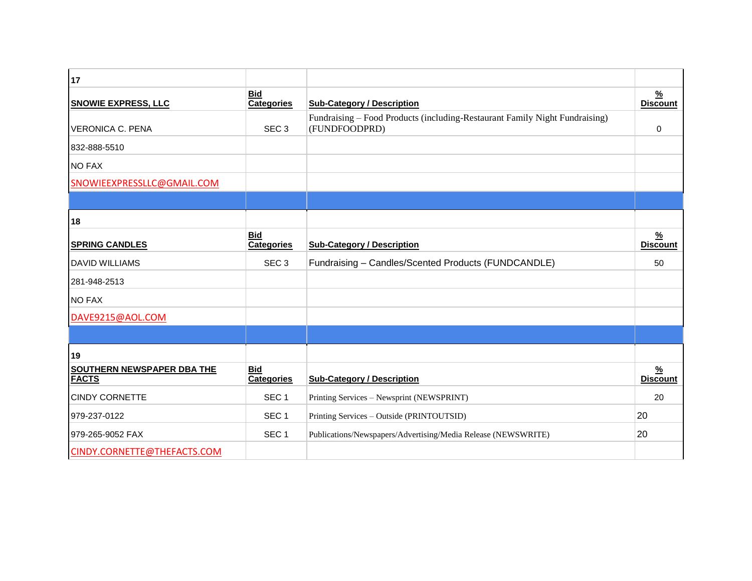| 17 | | | |
|---|---|---|---|
| **SNOWIE EXPRESS, LLC** | **Bid Categories** | **Sub-Category / Description** | **% Discount** |
| VERONICA C. PENA | SEC 3 | Fundraising – Food Products (including-Restaurant Family Night Fundraising) (FUNDFOODPRD) | 0 |
| 832-888-5510 | | | |
| NO FAX | | | |
| SNOWIEEXPRESSLLC@GMAIL.COM | | | |

| 18 | | | |
|---|---|---|---|
| **SPRING CANDLES** | **Bid Categories** | **Sub-Category / Description** | **% Discount** |
| DAVID WILLIAMS | SEC 3 | Fundraising – Candles/Scented Products (FUNDCANDLE) | 50 |
| 281-948-2513 | | | |
| NO FAX | | | |
| DAVE9215@AOL.COM | | | |

| 19 | | | |
|---|---|---|---|
| **SOUTHERN NEWSPAPER DBA THE FACTS** | **Bid Categories** | **Sub-Category / Description** | **% Discount** |
| CINDY CORNETTE | SEC 1 | Printing Services – Newsprint (NEWSPRINT) | 20 |
| 979-237-0122 | SEC 1 | Printing Services – Outside (PRINTOUTSID) | 20 |
| 979-265-9052 FAX | SEC 1 | Publications/Newspapers/Advertising/Media Release (NEWSWRITE) | 20 |
| CINDY.CORNETTE@THEFACTS.COM | | | |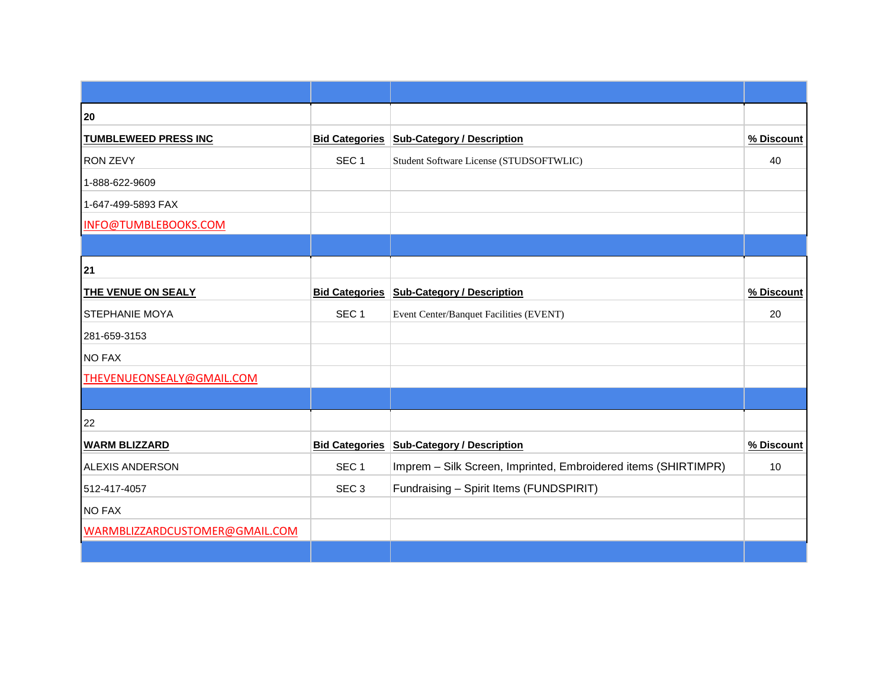| | | | |
|---|---|---|---|
| **20** | | | |
| **TUMBLEWEED PRESS INC** | **Bid Categories** | **Sub-Category / Description** | **% Discount** |
| RON ZEVY | SEC 1 | Student Software License (STUDSOFTWLIC) | 40 |
| 1-888-622-9609 | | | |
| 1-647-499-5893 FAX | | | |
| INFO@TUMBLEBOOKS.COM | | | |
| | | | |
| **21** | | | |
| **THE VENUE ON SEALY** | **Bid Categories** | **Sub-Category / Description** | **% Discount** |
| STEPHANIE MOYA | SEC 1 | Event Center/Banquet Facilities (EVENT) | 20 |
| 281-659-3153 | | | |
| NO FAX | | | |
| THEVENUEONSEALY@GMAIL.COM | | | |
| | | | |
| 22 | | | |
| **WARM BLIZZARD** | **Bid Categories** | **Sub-Category / Description** | **% Discount** |
| ALEXIS ANDERSON | SEC 1 | Imprem – Silk Screen, Imprinted, Embroidered items (SHIRTIMPR) | 10 |
| 512-417-4057 | SEC 3 | Fundraising – Spirit Items (FUNDSPIRIT) | |
| NO FAX | | | |
| WARMBLIZZARDCUSTOMER@GMAIL.COM | | | |